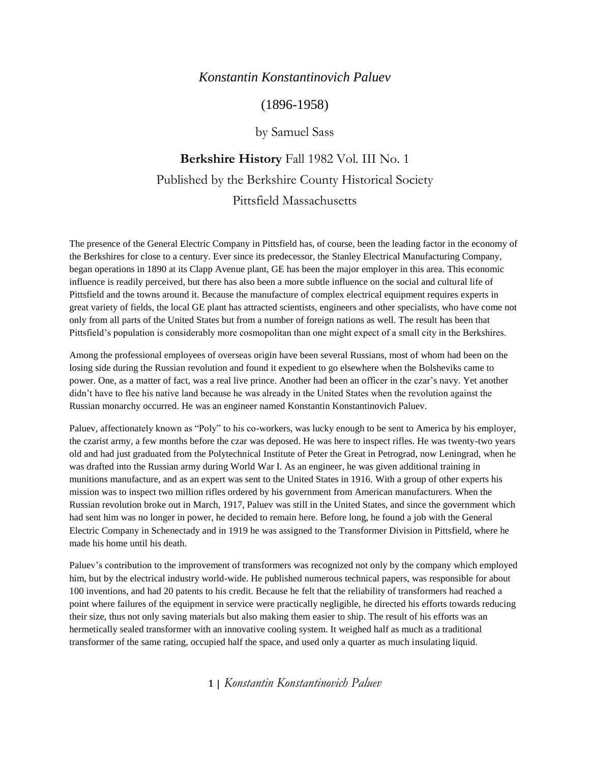# *Konstantin Konstantinovich Paluev*

(1896-1958)

by Samuel Sass

**Berkshire History** Fall 1982 Vol. III No. 1

Published by the Berkshire County Historical Society

Pittsfield Massachusetts

The presence of the General Electric Company in Pittsfield has, of course, been the leading factor in the economy of the Berkshires for close to a century. Ever since its predecessor, the Stanley Electrical Manufacturing Company, began operations in 1890 at its Clapp Avenue plant, GE has been the major employer in this area. This economic influence is readily perceived, but there has also been a more subtle influence on the social and cultural life of Pittsfield and the towns around it. Because the manufacture of complex electrical equipment requires experts in great variety of fields, the local GE plant has attracted scientists, engineers and other specialists, who have come not only from all parts of the United States but from a number of foreign nations as well. The result has been that Pittsfield's population is considerably more cosmopolitan than one might expect of a small city in the Berkshires.

Among the professional employees of overseas origin have been several Russians, most of whom had been on the losing side during the Russian revolution and found it expedient to go elsewhere when the Bolsheviks came to power. One, as a matter of fact, was a real live prince. Another had been an officer in the czar's navy. Yet another didn't have to flee his native land because he was already in the United States when the revolution against the Russian monarchy occurred. He was an engineer named Konstantin Konstantinovich Paluev.

Paluev, affectionately known as "Poly" to his co-workers, was lucky enough to be sent to America by his employer, the czarist army, a few months before the czar was deposed. He was here to inspect rifles. He was twenty-two years old and had just graduated from the Polytechnical Institute of Peter the Great in Petrograd, now Leningrad, when he was drafted into the Russian army during World War I. As an engineer, he was given additional training in munitions manufacture, and as an expert was sent to the United States in 1916. With a group of other experts his mission was to inspect two million rifles ordered by his government from American manufacturers. When the Russian revolution broke out in March, 1917, Paluev was still in the United States, and since the government which had sent him was no longer in power, he decided to remain here. Before long, he found a job with the General Electric Company in Schenectady and in 1919 he was assigned to the Transformer Division in Pittsfield, where he made his home until his death.

Paluev's contribution to the improvement of transformers was recognized not only by the company which employed him, but by the electrical industry world-wide. He published numerous technical papers, was responsible for about 100 inventions, and had 20 patents to his credit. Because he felt that the reliability of transformers had reached a point where failures of the equipment in service were practically negligible, he directed his efforts towards reducing their size, thus not only saving materials but also making them easier to ship. The result of his efforts was an hermetically sealed transformer with an innovative cooling system. It weighed half as much as a traditional transformer of the same rating, occupied half the space, and used only a quarter as much insulating liquid.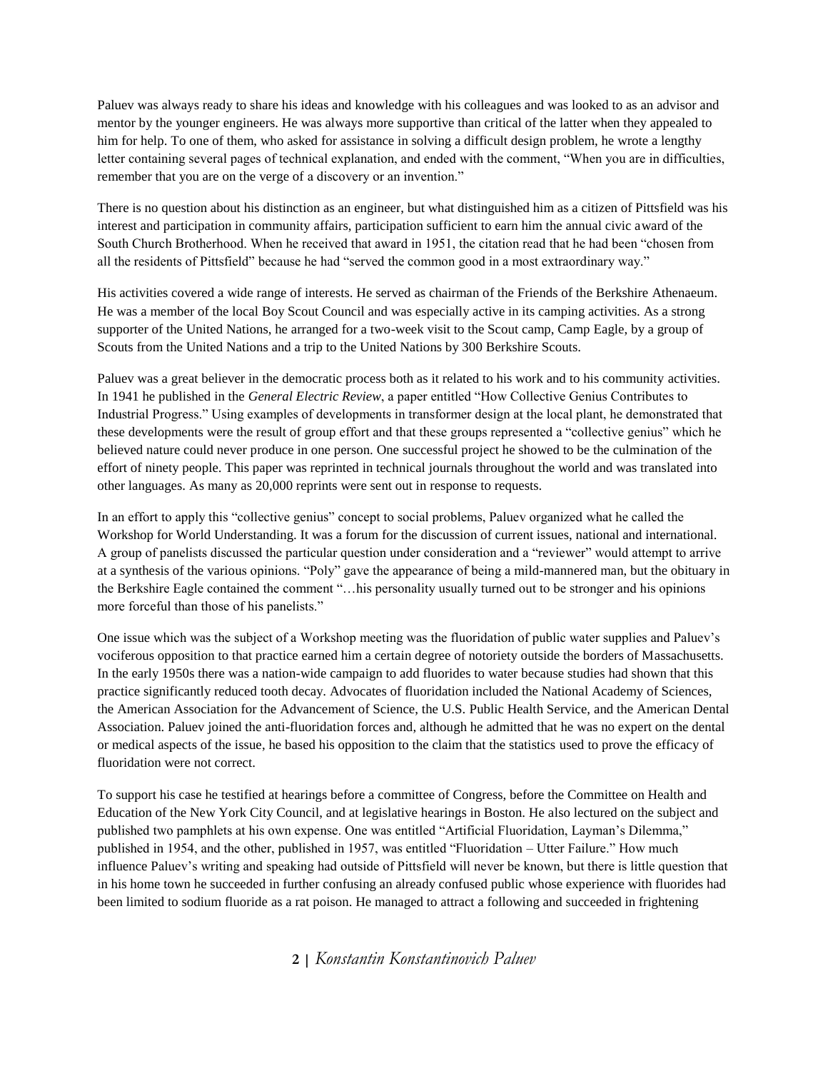Paluev was always ready to share his ideas and knowledge with his colleagues and was looked to as an advisor and mentor by the younger engineers. He was always more supportive than critical of the latter when they appealed to him for help. To one of them, who asked for assistance in solving a difficult design problem, he wrote a lengthy letter containing several pages of technical explanation, and ended with the comment, "When you are in difficulties, remember that you are on the verge of a discovery or an invention."

There is no question about his distinction as an engineer, but what distinguished him as a citizen of Pittsfield was his interest and participation in community affairs, participation sufficient to earn him the annual civic award of the South Church Brotherhood. When he received that award in 1951, the citation read that he had been "chosen from all the residents of Pittsfield" because he had "served the common good in a most extraordinary way."

His activities covered a wide range of interests. He served as chairman of the Friends of the Berkshire Athenaeum. He was a member of the local Boy Scout Council and was especially active in its camping activities. As a strong supporter of the United Nations, he arranged for a two-week visit to the Scout camp, Camp Eagle, by a group of Scouts from the United Nations and a trip to the United Nations by 300 Berkshire Scouts.

Paluev was a great believer in the democratic process both as it related to his work and to his community activities. In 1941 he published in the *General Electric Review*, a paper entitled "How Collective Genius Contributes to Industrial Progress." Using examples of developments in transformer design at the local plant, he demonstrated that these developments were the result of group effort and that these groups represented a "collective genius" which he believed nature could never produce in one person. One successful project he showed to be the culmination of the effort of ninety people. This paper was reprinted in technical journals throughout the world and was translated into other languages. As many as 20,000 reprints were sent out in response to requests.

In an effort to apply this "collective genius" concept to social problems, Paluev organized what he called the Workshop for World Understanding. It was a forum for the discussion of current issues, national and international. A group of panelists discussed the particular question under consideration and a "reviewer" would attempt to arrive at a synthesis of the various opinions. "Poly" gave the appearance of being a mild-mannered man, but the obituary in the Berkshire Eagle contained the comment "…his personality usually turned out to be stronger and his opinions more forceful than those of his panelists."

One issue which was the subject of a Workshop meeting was the fluoridation of public water supplies and Paluev's vociferous opposition to that practice earned him a certain degree of notoriety outside the borders of Massachusetts. In the early 1950s there was a nation-wide campaign to add fluorides to water because studies had shown that this practice significantly reduced tooth decay. Advocates of fluoridation included the National Academy of Sciences, the American Association for the Advancement of Science, the U.S. Public Health Service, and the American Dental Association. Paluev joined the anti-fluoridation forces and, although he admitted that he was no expert on the dental or medical aspects of the issue, he based his opposition to the claim that the statistics used to prove the efficacy of fluoridation were not correct.

To support his case he testified at hearings before a committee of Congress, before the Committee on Health and Education of the New York City Council, and at legislative hearings in Boston. He also lectured on the subject and published two pamphlets at his own expense. One was entitled "Artificial Fluoridation, Layman's Dilemma," published in 1954, and the other, published in 1957, was entitled "Fluoridation – Utter Failure." How much influence Paluev's writing and speaking had outside of Pittsfield will never be known, but there is little question that in his home town he succeeded in further confusing an already confused public whose experience with fluorides had been limited to sodium fluoride as a rat poison. He managed to attract a following and succeeded in frightening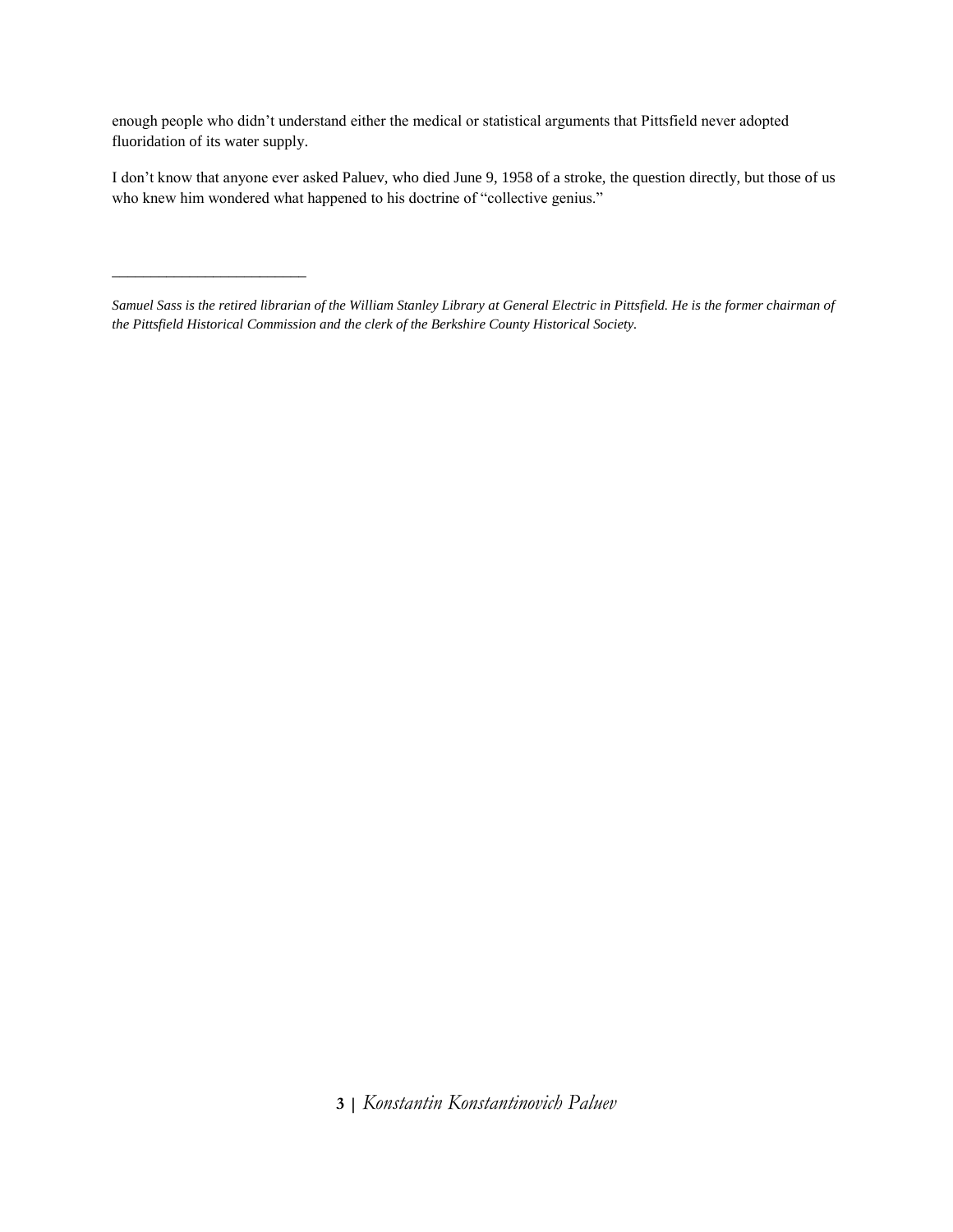enough people who didn't understand either the medical or statistical arguments that Pittsfield never adopted fluoridation of its water supply.

I don't know that anyone ever asked Paluev, who died June 9, 1958 of a stroke, the question directly, but those of us who knew him wondered what happened to his doctrine of "collective genius."

---

*Samuel Sass is the retired librarian of the William Stanley Library at General Electric in Pittsfield. He is the former chairman of the Pittsfield Historical Commission and the clerk of the Berkshire County Historical Society.*